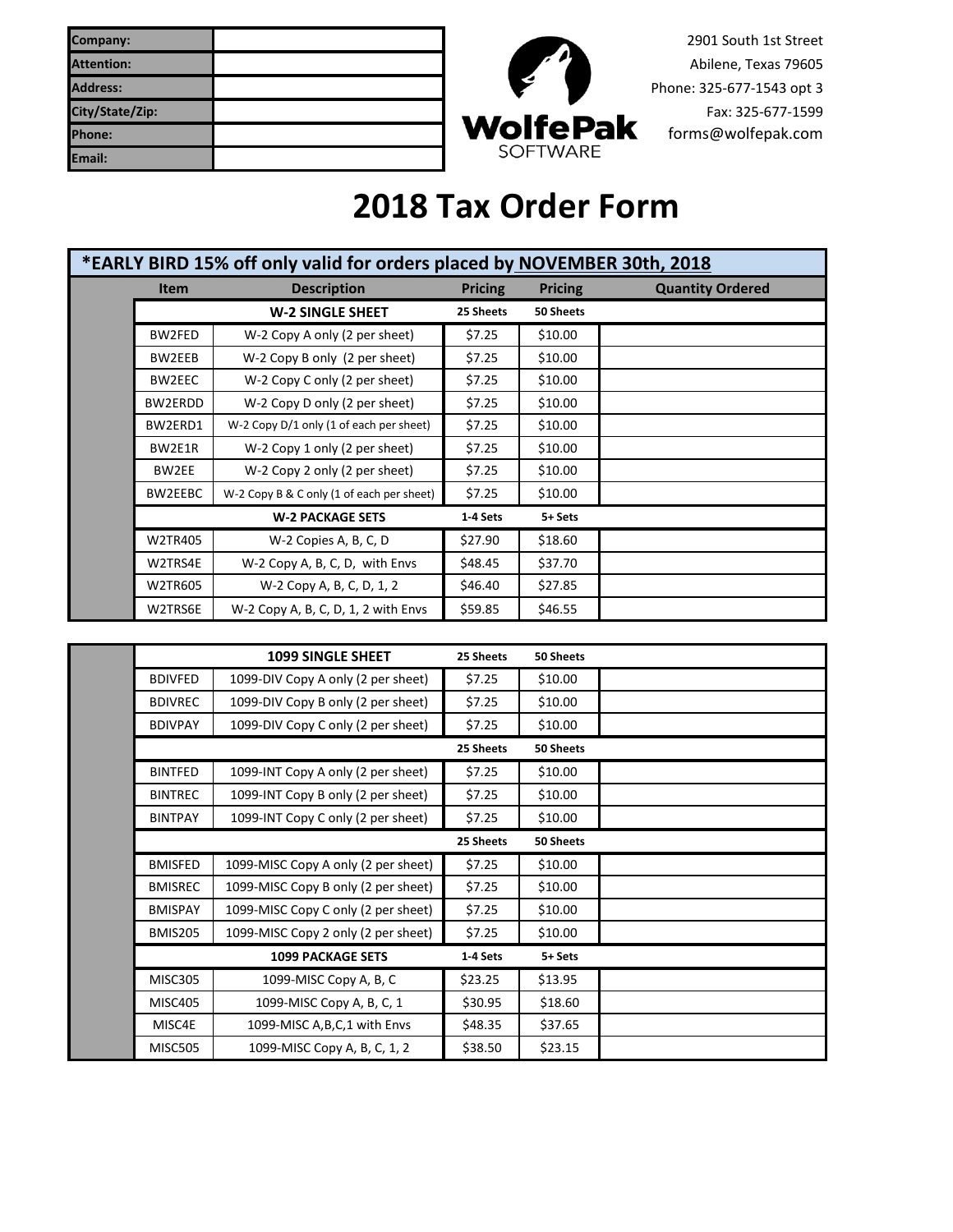| Company: | |
|---|---|
| Attention: | |
| Address: | |
| City/State/Zip: | |
| Phone: | |
| Email: | |

**WolfePak SOFTWARE**

2901 South 1st Street
Abilene, Texas 79605
Phone: 325-677-1543 opt 3
Fax: 325-677-1599
forms@wolfepak.com

# 2018 Tax Order Form

**\*EARLY BIRD 15% off only valid for orders placed by NOVEMBER 30th, 2018**

| Item | Description | Pricing | Pricing | Quantity Ordered |
|---|---|---|---|---|
| | **W-2 SINGLE SHEET** | **25 Sheets** | **50 Sheets** | |
| BW2FED | W-2 Copy A only (2 per sheet) | $7.25 | $10.00 | |
| BW2EEB | W-2 Copy B only (2 per sheet) | $7.25 | $10.00 | |
| BW2EEC | W-2 Copy C only (2 per sheet) | $7.25 | $10.00 | |
| BW2ERDD | W-2 Copy D only (2 per sheet) | $7.25 | $10.00 | |
| BW2ERD1 | W-2 Copy D/1 only (1 of each per sheet) | $7.25 | $10.00 | |
| BW2E1R | W-2 Copy 1 only (2 per sheet) | $7.25 | $10.00 | |
| BW2EE | W-2 Copy 2 only (2 per sheet) | $7.25 | $10.00 | |
| BW2EEBC | W-2 Copy B & C only (1 of each per sheet) | $7.25 | $10.00 | |
| | **W-2 PACKAGE SETS** | **1-4 Sets** | **5+ Sets** | |
| W2TR405 | W-2 Copies A, B, C, D | $27.90 | $18.60 | |
| W2TRS4E | W-2 Copy A, B, C, D, with Envs | $48.45 | $37.70 | |
| W2TR605 | W-2 Copy A, B, C, D, 1, 2 | $46.40 | $27.85 | |
| W2TRS6E | W-2 Copy A, B, C, D, 1, 2 with Envs | $59.85 | $46.55 | |

| Item | Description | Pricing | Pricing | Quantity Ordered |
|---|---|---|---|---|
| | **1099 SINGLE SHEET** | **25 Sheets** | **50 Sheets** | |
| BDIVFED | 1099-DIV Copy A only (2 per sheet) | $7.25 | $10.00 | |
| BDIVREC | 1099-DIV Copy B only (2 per sheet) | $7.25 | $10.00 | |
| BDIVPAY | 1099-DIV Copy C only (2 per sheet) | $7.25 | $10.00 | |
| | | **25 Sheets** | **50 Sheets** | |
| BINTFED | 1099-INT Copy A only (2 per sheet) | $7.25 | $10.00 | |
| BINTREC | 1099-INT Copy B only (2 per sheet) | $7.25 | $10.00 | |
| BINTPAY | 1099-INT Copy C only (2 per sheet) | $7.25 | $10.00 | |
| | | **25 Sheets** | **50 Sheets** | |
| BMISFED | 1099-MISC Copy A only (2 per sheet) | $7.25 | $10.00 | |
| BMISREC | 1099-MISC Copy B only (2 per sheet) | $7.25 | $10.00 | |
| BMISPAY | 1099-MISC Copy C only (2 per sheet) | $7.25 | $10.00 | |
| BMIS205 | 1099-MISC Copy 2 only (2 per sheet) | $7.25 | $10.00 | |
| | **1099 PACKAGE SETS** | **1-4 Sets** | **5+ Sets** | |
| MISC305 | 1099-MISC Copy A, B, C | $23.25 | $13.95 | |
| MISC405 | 1099-MISC Copy A, B, C, 1 | $30.95 | $18.60 | |
| MISC4E | 1099-MISC A,B,C,1 with Envs | $48.35 | $37.65 | |
| MISC505 | 1099-MISC Copy A, B, C, 1, 2 | $38.50 | $23.15 | |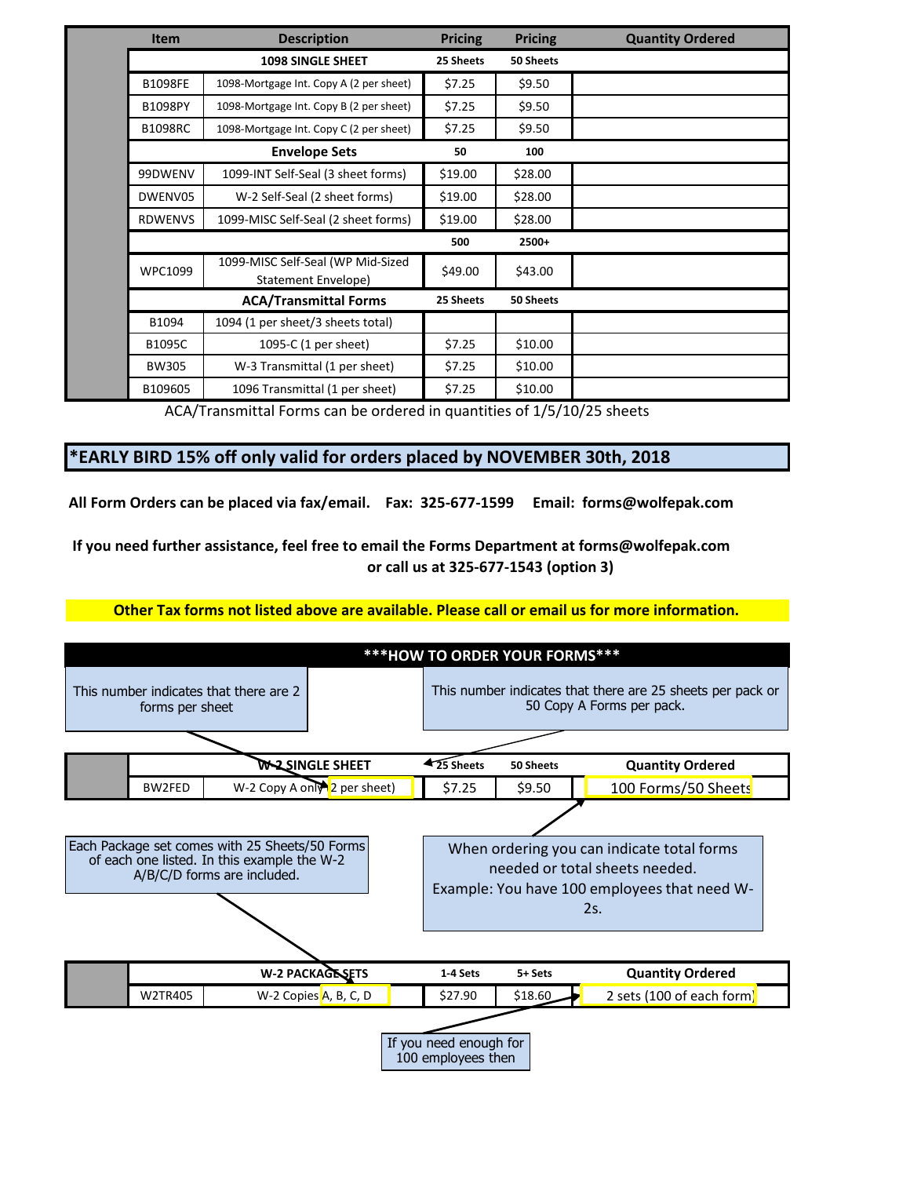| Item | Description | Pricing | Pricing | Quantity Ordered |
|---|---|---|---|---|
| | **1098 SINGLE SHEET** | **25 Sheets** | **50 Sheets** | |
| B1098FE | 1098-Mortgage Int. Copy A (2 per sheet) | $7.25 | $9.50 | |
| B1098PY | 1098-Mortgage Int. Copy B (2 per sheet) | $7.25 | $9.50 | |
| B1098RC | 1098-Mortgage Int. Copy C (2 per sheet) | $7.25 | $9.50 | |
| | **Envelope Sets** | **50** | **100** | |
| 99DWENV | 1099-INT Self-Seal (3 sheet forms) | $19.00 | $28.00 | |
| DWENV05 | W-2 Self-Seal (2 sheet forms) | $19.00 | $28.00 | |
| RDWENVS | 1099-MISC Self-Seal (2 sheet forms) | $19.00 | $28.00 | |
| | | **500** | **2500+** | |
| WPC1099 | 1099-MISC Self-Seal (WP Mid-Sized Statement Envelope) | $49.00 | $43.00 | |
| | **ACA/Transmittal Forms** | **25 Sheets** | **50 Sheets** | |
| B1094 | 1094 (1 per sheet/3 sheets total) | | | |
| B1095C | 1095-C (1 per sheet) | $7.25 | $10.00 | |
| BW305 | W-3 Transmittal (1 per sheet) | $7.25 | $10.00 | |
| B109605 | 1096 Transmittal (1 per sheet) | $7.25 | $10.00 | |

ACA/Transmittal Forms can be ordered in quantities of 1/5/10/25 sheets

**\*EARLY BIRD 15% off only valid for orders placed by NOVEMBER 30th, 2018**

**All Form Orders can be placed via fax/email. Fax: 325-677-1599 Email: forms@wolfepak.com**

**If you need further assistance, feel free to email the Forms Department at forms@wolfepak.com or call us at 325-677-1543 (option 3)**

**Other Tax forms not listed above are available. Please call or email us for more information.**

## ***HOW TO ORDER YOUR FORMS***

This number indicates that there are 2 forms per sheet

This number indicates that there are 25 sheets per pack or 50 Copy A Forms per pack.

| | Description | Pricing | Pricing | Quantity Ordered |
|---|---|---|---|---|
| | **W-2 SINGLE SHEET** | **25 Sheets** | **50 Sheets** | **Quantity Ordered** |
| BW2FED | W-2 Copy A only (2 per sheet) | $7.25 | $9.50 | 100 Forms/50 Sheets |

Each Package set comes with 25 Sheets/50 Forms of each one listed. In this example the W-2 A/B/C/D forms are included.

When ordering you can indicate total forms needed or total sheets needed. Example: You have 100 employees that need W-2s.

| | Description | Pricing | Pricing | Quantity Ordered |
|---|---|---|---|---|
| | **W-2 PACKAGE SETS** | **1-4 Sets** | **5+ Sets** | **Quantity Ordered** |
| W2TR405 | W-2 Copies A, B, C, D | $27.90 | $18.60 | 2 sets (100 of each form) |

If you need enough for 100 employees then